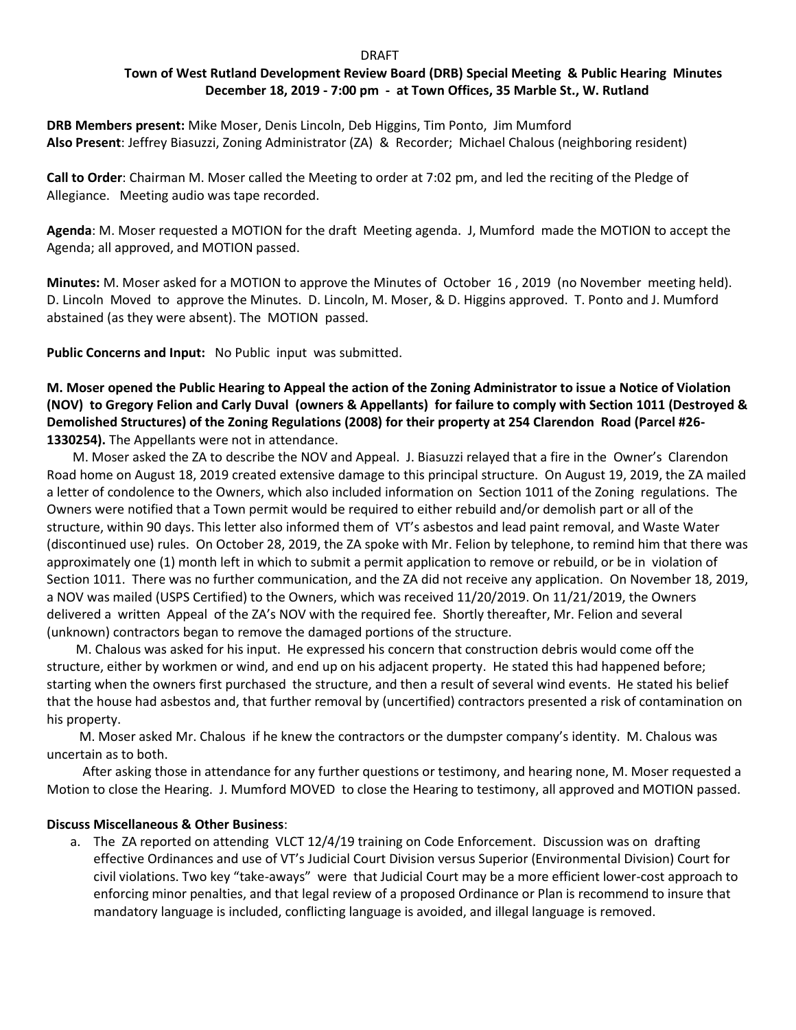DRAFT

**Town of West Rutland Development Review Board (DRB) Special Meeting & Public Hearing Minutes**
**December 18, 2019 - 7:00 pm - at Town Offices, 35 Marble St., W. Rutland**

**DRB Members present:** Mike Moser, Denis Lincoln, Deb Higgins, Tim Ponto, Jim Mumford
**Also Present**: Jeffrey Biasuzzi, Zoning Administrator (ZA) & Recorder; Michael Chalous (neighboring resident)

**Call to Order**: Chairman M. Moser called the Meeting to order at 7:02 pm, and led the reciting of the Pledge of Allegiance. Meeting audio was tape recorded.

**Agenda**: M. Moser requested a MOTION for the draft Meeting agenda. J, Mumford made the MOTION to accept the Agenda; all approved, and MOTION passed.

**Minutes:** M. Moser asked for a MOTION to approve the Minutes of October 16 , 2019 (no November meeting held). D. Lincoln Moved to approve the Minutes. D. Lincoln, M. Moser, & D. Higgins approved. T. Ponto and J. Mumford abstained (as they were absent). The MOTION passed.

**Public Concerns and Input:** No Public input was submitted.

**M. Moser opened the Public Hearing to Appeal the action of the Zoning Administrator to issue a Notice of Violation (NOV) to Gregory Felion and Carly Duval (owners & Appellants) for failure to comply with Section 1011 (Destroyed & Demolished Structures) of the Zoning Regulations (2008) for their property at 254 Clarendon Road (Parcel #26-1330254).** The Appellants were not in attendance.

M. Moser asked the ZA to describe the NOV and Appeal. J. Biasuzzi relayed that a fire in the Owner's Clarendon Road home on August 18, 2019 created extensive damage to this principal structure. On August 19, 2019, the ZA mailed a letter of condolence to the Owners, which also included information on Section 1011 of the Zoning regulations. The Owners were notified that a Town permit would be required to either rebuild and/or demolish part or all of the structure, within 90 days. This letter also informed them of VT's asbestos and lead paint removal, and Waste Water (discontinued use) rules. On October 28, 2019, the ZA spoke with Mr. Felion by telephone, to remind him that there was approximately one (1) month left in which to submit a permit application to remove or rebuild, or be in violation of Section 1011. There was no further communication, and the ZA did not receive any application. On November 18, 2019, a NOV was mailed (USPS Certified) to the Owners, which was received 11/20/2019. On 11/21/2019, the Owners delivered a written Appeal of the ZA's NOV with the required fee. Shortly thereafter, Mr. Felion and several (unknown) contractors began to remove the damaged portions of the structure.

M. Chalous was asked for his input. He expressed his concern that construction debris would come off the structure, either by workmen or wind, and end up on his adjacent property. He stated this had happened before; starting when the owners first purchased the structure, and then a result of several wind events. He stated his belief that the house had asbestos and, that further removal by (uncertified) contractors presented a risk of contamination on his property.

M. Moser asked Mr. Chalous if he knew the contractors or the dumpster company's identity. M. Chalous was uncertain as to both.

After asking those in attendance for any further questions or testimony, and hearing none, M. Moser requested a Motion to close the Hearing. J. Mumford MOVED to close the Hearing to testimony, all approved and MOTION passed.

**Discuss Miscellaneous & Other Business**:

a. The ZA reported on attending VLCT 12/4/19 training on Code Enforcement. Discussion was on drafting effective Ordinances and use of VT's Judicial Court Division versus Superior (Environmental Division) Court for civil violations. Two key "take-aways" were that Judicial Court may be a more efficient lower-cost approach to enforcing minor penalties, and that legal review of a proposed Ordinance or Plan is recommend to insure that mandatory language is included, conflicting language is avoided, and illegal language is removed.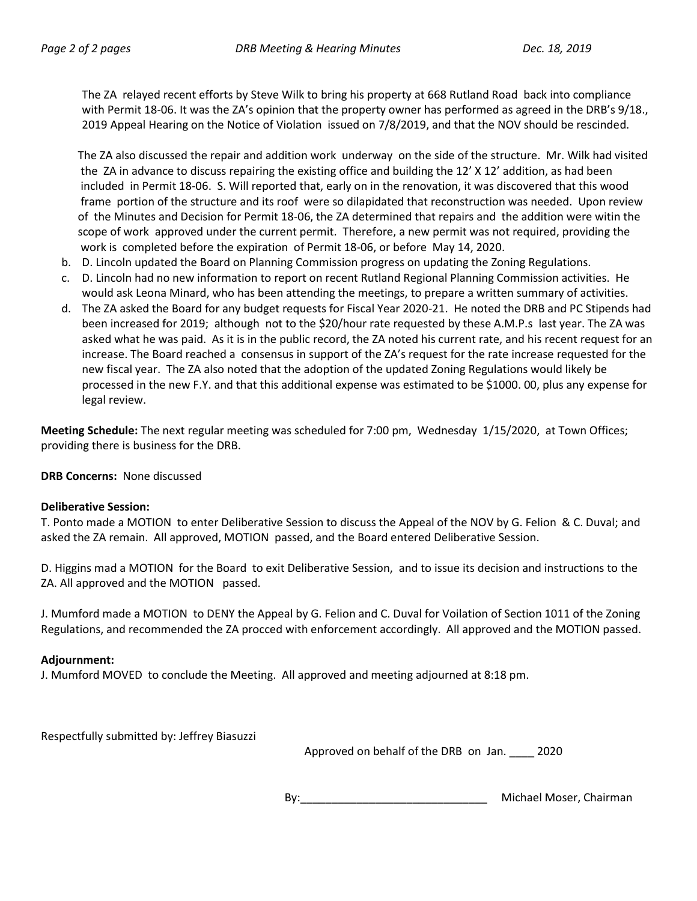The ZA relayed recent efforts by Steve Wilk to bring his property at 668 Rutland Road back into compliance with Permit 18-06. It was the ZA's opinion that the property owner has performed as agreed in the DRB's 9/18., 2019 Appeal Hearing on the Notice of Violation issued on 7/8/2019, and that the NOV should be rescinded.

The ZA also discussed the repair and addition work underway on the side of the structure. Mr. Wilk had visited the ZA in advance to discuss repairing the existing office and building the 12' X 12' addition, as had been included in Permit 18-06. S. Will reported that, early on in the renovation, it was discovered that this wood frame portion of the structure and its roof were so dilapidated that reconstruction was needed. Upon review of the Minutes and Decision for Permit 18-06, the ZA determined that repairs and the addition were witin the scope of work approved under the current permit. Therefore, a new permit was not required, providing the work is completed before the expiration of Permit 18-06, or before May 14, 2020.

b. D. Lincoln updated the Board on Planning Commission progress on updating the Zoning Regulations.
c. D. Lincoln had no new information to report on recent Rutland Regional Planning Commission activities. He would ask Leona Minard, who has been attending the meetings, to prepare a written summary of activities.
d. The ZA asked the Board for any budget requests for Fiscal Year 2020-21. He noted the DRB and PC Stipends had been increased for 2019; although not to the $20/hour rate requested by these A.M.P.s last year. The ZA was asked what he was paid. As it is in the public record, the ZA noted his current rate, and his recent request for an increase. The Board reached a consensus in support of the ZA's request for the rate increase requested for the new fiscal year. The ZA also noted that the adoption of the updated Zoning Regulations would likely be processed in the new F.Y. and that this additional expense was estimated to be $1000. 00, plus any expense for legal review.

**Meeting Schedule:** The next regular meeting was scheduled for 7:00 pm, Wednesday 1/15/2020, at Town Offices; providing there is business for the DRB.

**DRB Concerns:** None discussed

**Deliberative Session:**

T. Ponto made a MOTION to enter Deliberative Session to discuss the Appeal of the NOV by G. Felion & C. Duval; and asked the ZA remain. All approved, MOTION passed, and the Board entered Deliberative Session.

D. Higgins mad a MOTION for the Board to exit Deliberative Session, and to issue its decision and instructions to the ZA. All approved and the MOTION passed.

J. Mumford made a MOTION to DENY the Appeal by G. Felion and C. Duval for Voilation of Section 1011 of the Zoning Regulations, and recommended the ZA procced with enforcement accordingly. All approved and the MOTION passed.

**Adjournment:**

J. Mumford MOVED to conclude the Meeting. All approved and meeting adjourned at 8:18 pm.

Respectfully submitted by: Jeffrey Biasuzzi

Approved on behalf of the DRB on Jan. ____ 2020

By:______________________________ Michael Moser, Chairman